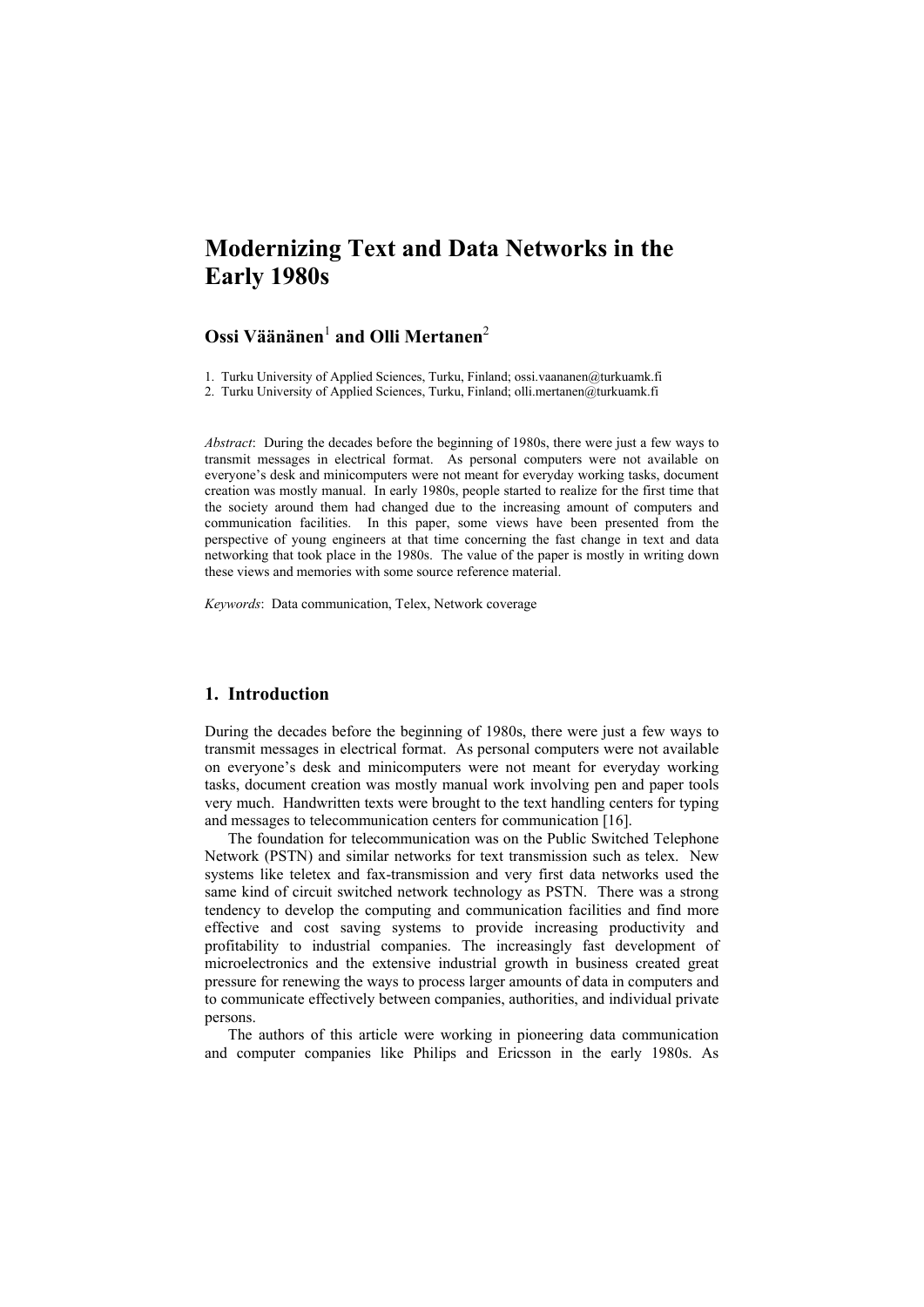# Modernizing Text and Data Networks in the Early 1980s

**Ossi Väänänen[1] and Olli Mertanen[2]**

1. Turku University of Applied Sciences, Turku, Finland; ossi.vaananen@turkuamk.fi
2. Turku University of Applied Sciences, Turku, Finland; olli.mertanen@turkuamk.fi

*Abstract*: During the decades before the beginning of 1980s, there were just a few ways to transmit messages in electrical format. As personal computers were not available on everyone's desk and minicomputers were not meant for everyday working tasks, document creation was mostly manual. In early 1980s, people started to realize for the first time that the society around them had changed due to the increasing amount of computers and communication facilities. In this paper, some views have been presented from the perspective of young engineers at that time concerning the fast change in text and data networking that took place in the 1980s. The value of the paper is mostly in writing down these views and memories with some source reference material.

*Keywords*: Data communication, Telex, Network coverage

## 1. Introduction

During the decades before the beginning of 1980s, there were just a few ways to transmit messages in electrical format. As personal computers were not available on everyone's desk and minicomputers were not meant for everyday working tasks, document creation was mostly manual work involving pen and paper tools very much. Handwritten texts were brought to the text handling centers for typing and messages to telecommunication centers for communication [16].

The foundation for telecommunication was on the Public Switched Telephone Network (PSTN) and similar networks for text transmission such as telex. New systems like teletex and fax-transmission and very first data networks used the same kind of circuit switched network technology as PSTN. There was a strong tendency to develop the computing and communication facilities and find more effective and cost saving systems to provide increasing productivity and profitability to industrial companies. The increasingly fast development of microelectronics and the extensive industrial growth in business created great pressure for renewing the ways to process larger amounts of data in computers and to communicate effectively between companies, authorities, and individual private persons.

The authors of this article were working in pioneering data communication and computer companies like Philips and Ericsson in the early 1980s. As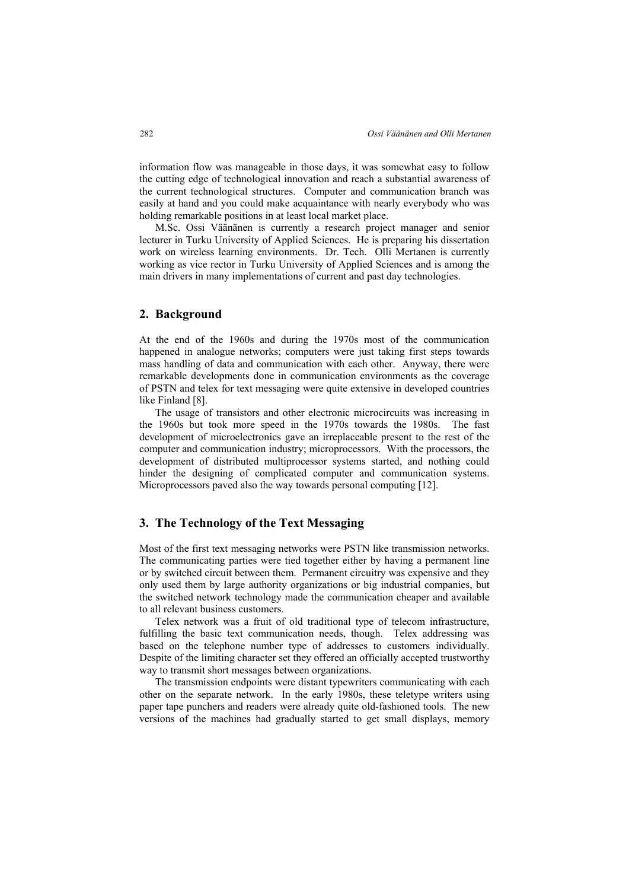information flow was manageable in those days, it was somewhat easy to follow the cutting edge of technological innovation and reach a substantial awareness of the current technological structures. Computer and communication branch was easily at hand and you could make acquaintance with nearly everybody who was holding remarkable positions in at least local market place.

M.Sc. Ossi Väänänen is currently a research project manager and senior lecturer in Turku University of Applied Sciences. He is preparing his dissertation work on wireless learning environments. Dr. Tech. Olli Mertanen is currently working as vice rector in Turku University of Applied Sciences and is among the main drivers in many implementations of current and past day technologies.

## 2. Background

At the end of the 1960s and during the 1970s most of the communication happened in analogue networks; computers were just taking first steps towards mass handling of data and communication with each other. Anyway, there were remarkable developments done in communication environments as the coverage of PSTN and telex for text messaging were quite extensive in developed countries like Finland [8].

The usage of transistors and other electronic microcircuits was increasing in the 1960s but took more speed in the 1970s towards the 1980s. The fast development of microelectronics gave an irreplaceable present to the rest of the computer and communication industry; microprocessors. With the processors, the development of distributed multiprocessor systems started, and nothing could hinder the designing of complicated computer and communication systems. Microprocessors paved also the way towards personal computing [12].

## 3. The Technology of the Text Messaging

Most of the first text messaging networks were PSTN like transmission networks. The communicating parties were tied together either by having a permanent line or by switched circuit between them. Permanent circuitry was expensive and they only used them by large authority organizations or big industrial companies, but the switched network technology made the communication cheaper and available to all relevant business customers.

Telex network was a fruit of old traditional type of telecom infrastructure, fulfilling the basic text communication needs, though. Telex addressing was based on the telephone number type of addresses to customers individually. Despite of the limiting character set they offered an officially accepted trustworthy way to transmit short messages between organizations.

The transmission endpoints were distant typewriters communicating with each other on the separate network. In the early 1980s, these teletype writers using paper tape punchers and readers were already quite old-fashioned tools. The new versions of the machines had gradually started to get small displays, memory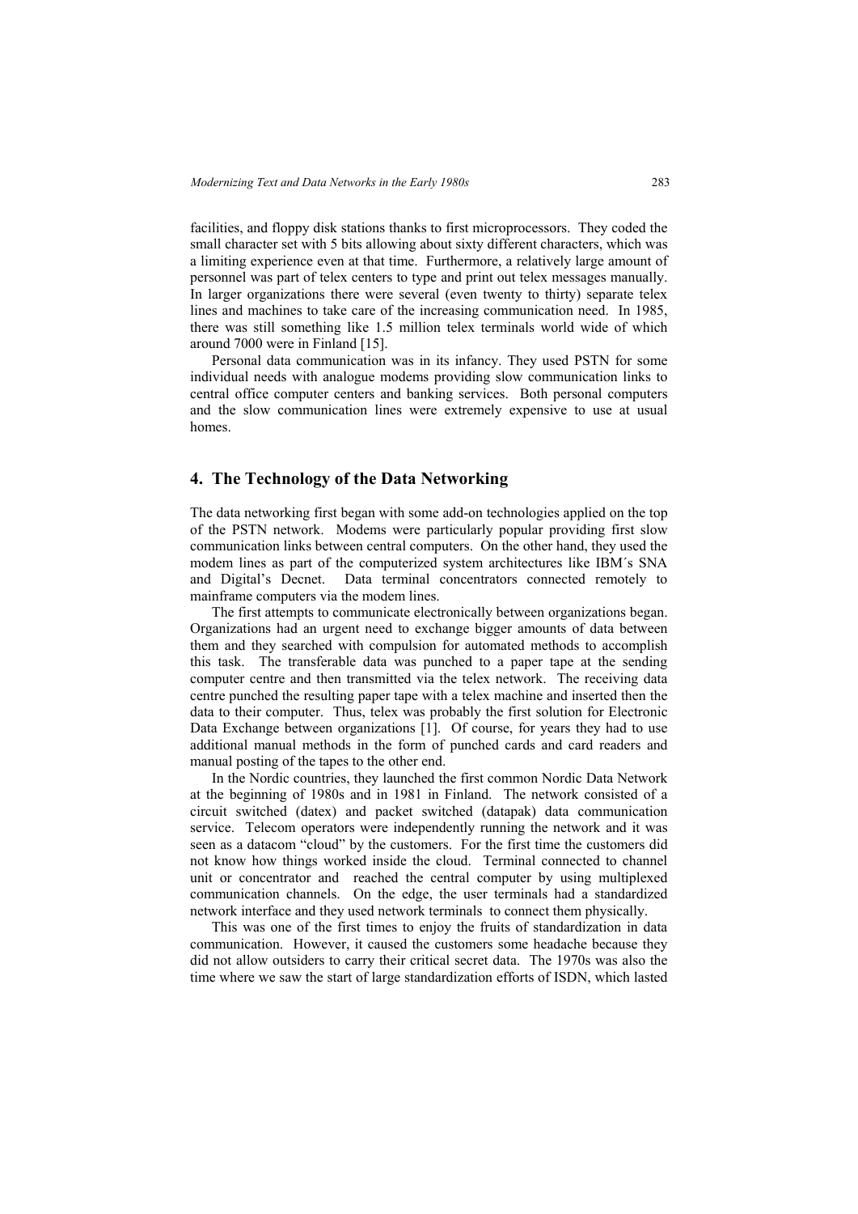facilities, and floppy disk stations thanks to first microprocessors. They coded the small character set with 5 bits allowing about sixty different characters, which was a limiting experience even at that time. Furthermore, a relatively large amount of personnel was part of telex centers to type and print out telex messages manually. In larger organizations there were several (even twenty to thirty) separate telex lines and machines to take care of the increasing communication need. In 1985, there was still something like 1.5 million telex terminals world wide of which around 7000 were in Finland [15].

Personal data communication was in its infancy. They used PSTN for some individual needs with analogue modems providing slow communication links to central office computer centers and banking services. Both personal computers and the slow communication lines were extremely expensive to use at usual homes.

## 4. The Technology of the Data Networking

The data networking first began with some add-on technologies applied on the top of the PSTN network. Modems were particularly popular providing first slow communication links between central computers. On the other hand, they used the modem lines as part of the computerized system architectures like IBM´s SNA and Digital's Decnet. Data terminal concentrators connected remotely to mainframe computers via the modem lines.

The first attempts to communicate electronically between organizations began. Organizations had an urgent need to exchange bigger amounts of data between them and they searched with compulsion for automated methods to accomplish this task. The transferable data was punched to a paper tape at the sending computer centre and then transmitted via the telex network. The receiving data centre punched the resulting paper tape with a telex machine and inserted then the data to their computer. Thus, telex was probably the first solution for Electronic Data Exchange between organizations [1]. Of course, for years they had to use additional manual methods in the form of punched cards and card readers and manual posting of the tapes to the other end.

In the Nordic countries, they launched the first common Nordic Data Network at the beginning of 1980s and in 1981 in Finland. The network consisted of a circuit switched (datex) and packet switched (datapak) data communication service. Telecom operators were independently running the network and it was seen as a datacom "cloud" by the customers. For the first time the customers did not know how things worked inside the cloud. Terminal connected to channel unit or concentrator and reached the central computer by using multiplexed communication channels. On the edge, the user terminals had a standardized network interface and they used network terminals to connect them physically.

This was one of the first times to enjoy the fruits of standardization in data communication. However, it caused the customers some headache because they did not allow outsiders to carry their critical secret data. The 1970s was also the time where we saw the start of large standardization efforts of ISDN, which lasted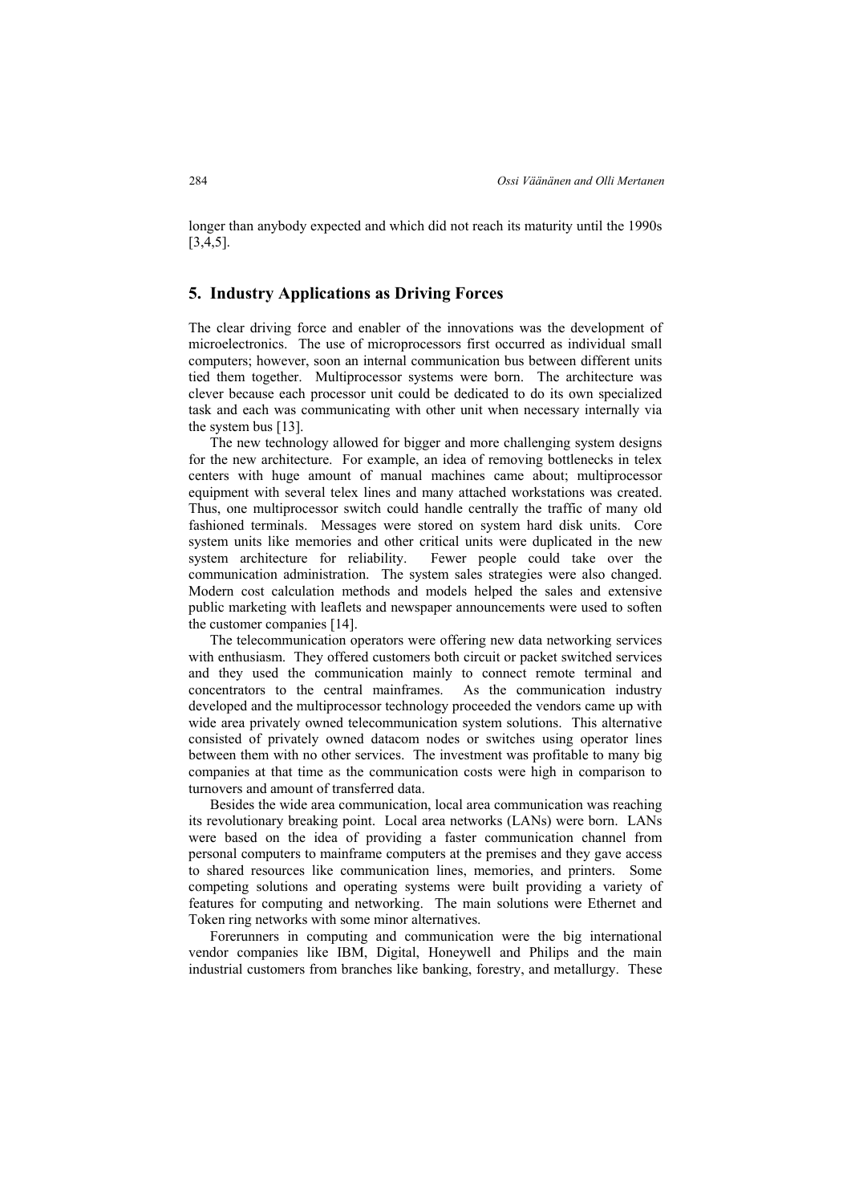longer than anybody expected and which did not reach its maturity until the 1990s [3,4,5].

## 5. Industry Applications as Driving Forces

The clear driving force and enabler of the innovations was the development of microelectronics. The use of microprocessors first occurred as individual small computers; however, soon an internal communication bus between different units tied them together. Multiprocessor systems were born. The architecture was clever because each processor unit could be dedicated to do its own specialized task and each was communicating with other unit when necessary internally via the system bus [13].

The new technology allowed for bigger and more challenging system designs for the new architecture. For example, an idea of removing bottlenecks in telex centers with huge amount of manual machines came about; multiprocessor equipment with several telex lines and many attached workstations was created. Thus, one multiprocessor switch could handle centrally the traffic of many old fashioned terminals. Messages were stored on system hard disk units. Core system units like memories and other critical units were duplicated in the new system architecture for reliability. Fewer people could take over the communication administration. The system sales strategies were also changed. Modern cost calculation methods and models helped the sales and extensive public marketing with leaflets and newspaper announcements were used to soften the customer companies [14].

The telecommunication operators were offering new data networking services with enthusiasm. They offered customers both circuit or packet switched services and they used the communication mainly to connect remote terminal and concentrators to the central mainframes. As the communication industry developed and the multiprocessor technology proceeded the vendors came up with wide area privately owned telecommunication system solutions. This alternative consisted of privately owned datacom nodes or switches using operator lines between them with no other services. The investment was profitable to many big companies at that time as the communication costs were high in comparison to turnovers and amount of transferred data.

Besides the wide area communication, local area communication was reaching its revolutionary breaking point. Local area networks (LANs) were born. LANs were based on the idea of providing a faster communication channel from personal computers to mainframe computers at the premises and they gave access to shared resources like communication lines, memories, and printers. Some competing solutions and operating systems were built providing a variety of features for computing and networking. The main solutions were Ethernet and Token ring networks with some minor alternatives.

Forerunners in computing and communication were the big international vendor companies like IBM, Digital, Honeywell and Philips and the main industrial customers from branches like banking, forestry, and metallurgy. These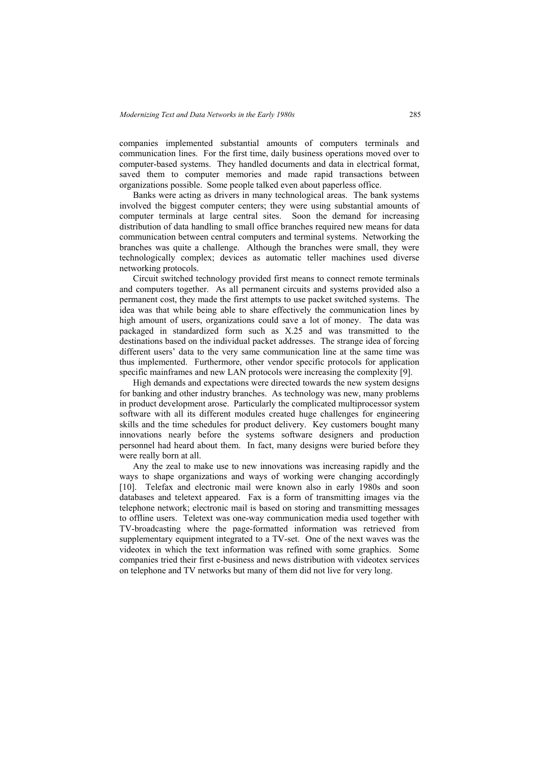companies implemented substantial amounts of computers terminals and communication lines. For the first time, daily business operations moved over to computer-based systems. They handled documents and data in electrical format, saved them to computer memories and made rapid transactions between organizations possible. Some people talked even about paperless office.

Banks were acting as drivers in many technological areas. The bank systems involved the biggest computer centers; they were using substantial amounts of computer terminals at large central sites. Soon the demand for increasing distribution of data handling to small office branches required new means for data communication between central computers and terminal systems. Networking the branches was quite a challenge. Although the branches were small, they were technologically complex; devices as automatic teller machines used diverse networking protocols.

Circuit switched technology provided first means to connect remote terminals and computers together. As all permanent circuits and systems provided also a permanent cost, they made the first attempts to use packet switched systems. The idea was that while being able to share effectively the communication lines by high amount of users, organizations could save a lot of money. The data was packaged in standardized form such as X.25 and was transmitted to the destinations based on the individual packet addresses. The strange idea of forcing different users' data to the very same communication line at the same time was thus implemented. Furthermore, other vendor specific protocols for application specific mainframes and new LAN protocols were increasing the complexity [9].

High demands and expectations were directed towards the new system designs for banking and other industry branches. As technology was new, many problems in product development arose. Particularly the complicated multiprocessor system software with all its different modules created huge challenges for engineering skills and the time schedules for product delivery. Key customers bought many innovations nearly before the systems software designers and production personnel had heard about them. In fact, many designs were buried before they were really born at all.

Any the zeal to make use to new innovations was increasing rapidly and the ways to shape organizations and ways of working were changing accordingly [10]. Telefax and electronic mail were known also in early 1980s and soon databases and teletext appeared. Fax is a form of transmitting images via the telephone network; electronic mail is based on storing and transmitting messages to offline users. Teletext was one-way communication media used together with TV-broadcasting where the page-formatted information was retrieved from supplementary equipment integrated to a TV-set. One of the next waves was the videotex in which the text information was refined with some graphics. Some companies tried their first e-business and news distribution with videotex services on telephone and TV networks but many of them did not live for very long.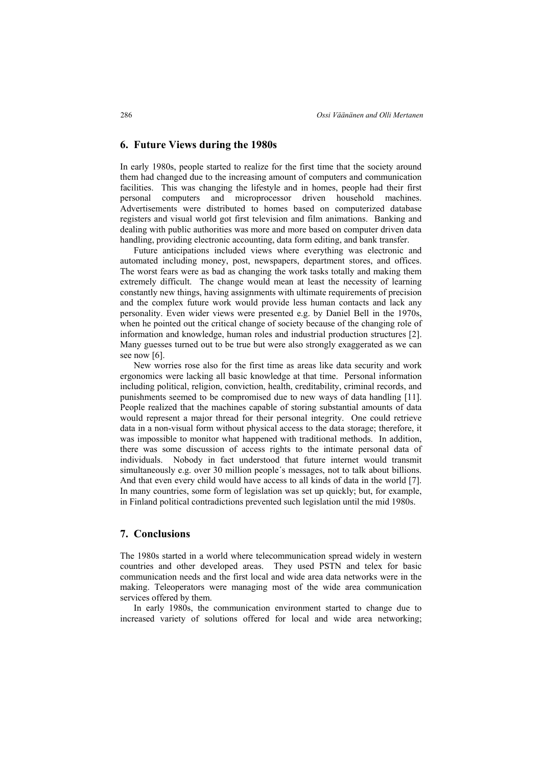## 6. Future Views during the 1980s

In early 1980s, people started to realize for the first time that the society around them had changed due to the increasing amount of computers and communication facilities. This was changing the lifestyle and in homes, people had their first personal computers and microprocessor driven household machines. Advertisements were distributed to homes based on computerized database registers and visual world got first television and film animations. Banking and dealing with public authorities was more and more based on computer driven data handling, providing electronic accounting, data form editing, and bank transfer.

Future anticipations included views where everything was electronic and automated including money, post, newspapers, department stores, and offices. The worst fears were as bad as changing the work tasks totally and making them extremely difficult. The change would mean at least the necessity of learning constantly new things, having assignments with ultimate requirements of precision and the complex future work would provide less human contacts and lack any personality. Even wider views were presented e.g. by Daniel Bell in the 1970s, when he pointed out the critical change of society because of the changing role of information and knowledge, human roles and industrial production structures [2]. Many guesses turned out to be true but were also strongly exaggerated as we can see now [6].

New worries rose also for the first time as areas like data security and work ergonomics were lacking all basic knowledge at that time. Personal information including political, religion, conviction, health, creditability, criminal records, and punishments seemed to be compromised due to new ways of data handling [11]. People realized that the machines capable of storing substantial amounts of data would represent a major thread for their personal integrity. One could retrieve data in a non-visual form without physical access to the data storage; therefore, it was impossible to monitor what happened with traditional methods. In addition, there was some discussion of access rights to the intimate personal data of individuals. Nobody in fact understood that future internet would transmit simultaneously e.g. over 30 million people´s messages, not to talk about billions. And that even every child would have access to all kinds of data in the world [7]. In many countries, some form of legislation was set up quickly; but, for example, in Finland political contradictions prevented such legislation until the mid 1980s.

## 7. Conclusions

The 1980s started in a world where telecommunication spread widely in western countries and other developed areas. They used PSTN and telex for basic communication needs and the first local and wide area data networks were in the making. Teleoperators were managing most of the wide area communication services offered by them.

In early 1980s, the communication environment started to change due to increased variety of solutions offered for local and wide area networking;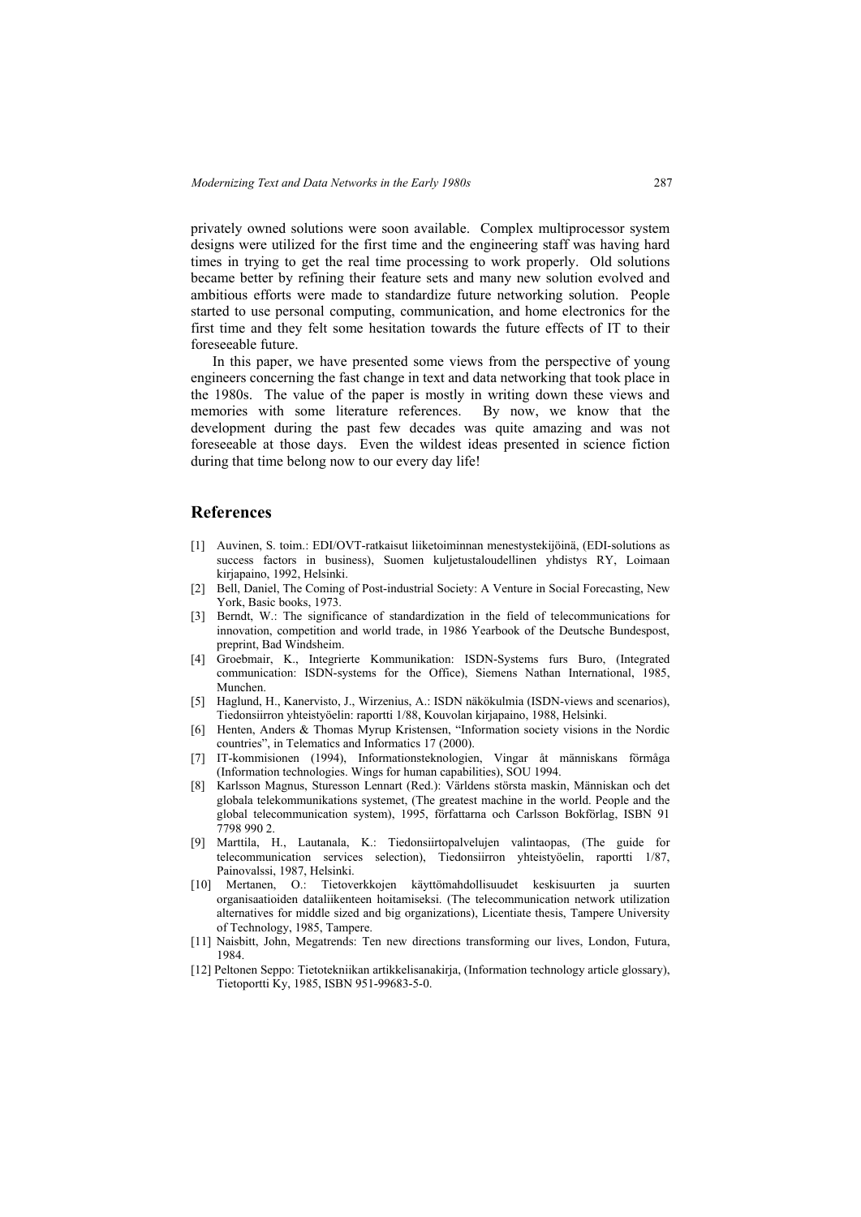privately owned solutions were soon available. Complex multiprocessor system designs were utilized for the first time and the engineering staff was having hard times in trying to get the real time processing to work properly. Old solutions became better by refining their feature sets and many new solution evolved and ambitious efforts were made to standardize future networking solution. People started to use personal computing, communication, and home electronics for the first time and they felt some hesitation towards the future effects of IT to their foreseeable future.

In this paper, we have presented some views from the perspective of young engineers concerning the fast change in text and data networking that took place in the 1980s. The value of the paper is mostly in writing down these views and memories with some literature references. By now, we know that the development during the past few decades was quite amazing and was not foreseeable at those days. Even the wildest ideas presented in science fiction during that time belong now to our every day life!

## References

[1] Auvinen, S. toim.: EDI/OVT-ratkaisut liiketoiminnan menestystekijöinä, (EDI-solutions as success factors in business), Suomen kuljetustaloudellinen yhdistys RY, Loimaan kirjapaino, 1992, Helsinki.

[2] Bell, Daniel, The Coming of Post-industrial Society: A Venture in Social Forecasting, New York, Basic books, 1973.

[3] Berndt, W.: The significance of standardization in the field of telecommunications for innovation, competition and world trade, in 1986 Yearbook of the Deutsche Bundespost, preprint, Bad Windsheim.

[4] Groebmair, K., Integrierte Kommunikation: ISDN-Systems furs Buro, (Integrated communication: ISDN-systems for the Office), Siemens Nathan International, 1985, Munchen.

[5] Haglund, H., Kanervisto, J., Wirzenius, A.: ISDN näkökulmia (ISDN-views and scenarios), Tiedonsiirron yhteistyöelin: raportti 1/88, Kouvolan kirjapaino, 1988, Helsinki.

[6] Henten, Anders & Thomas Myrup Kristensen, "Information society visions in the Nordic countries", in Telematics and Informatics 17 (2000).

[7] IT-kommisionen (1994), Informationsteknologien, Vingar åt människans förmåga (Information technologies. Wings for human capabilities), SOU 1994.

[8] Karlsson Magnus, Sturesson Lennart (Red.): Världens största maskin, Människan och det globala telekommunikations systemet, (The greatest machine in the world. People and the global telecommunication system), 1995, författarna och Carlsson Bokförlag, ISBN 91 7798 990 2.

[9] Marttila, H., Lautanala, K.: Tiedonsiirtopalvelujen valintaopas, (The guide for telecommunication services selection), Tiedonsiirron yhteistyöelin, raportti 1/87, Painovalssi, 1987, Helsinki.

[10] Mertanen, O.: Tietoverkkojen käyttömahdollisuudet keskisuurten ja suurten organisaatioiden dataliikenteen hoitamiseksi. (The telecommunication network utilization alternatives for middle sized and big organizations), Licentiate thesis, Tampere University of Technology, 1985, Tampere.

[11] Naisbitt, John, Megatrends: Ten new directions transforming our lives, London, Futura, 1984.

[12] Peltonen Seppo: Tietotekniikan artikkelisanakirja, (Information technology article glossary), Tietoportti Ky, 1985, ISBN 951-99683-5-0.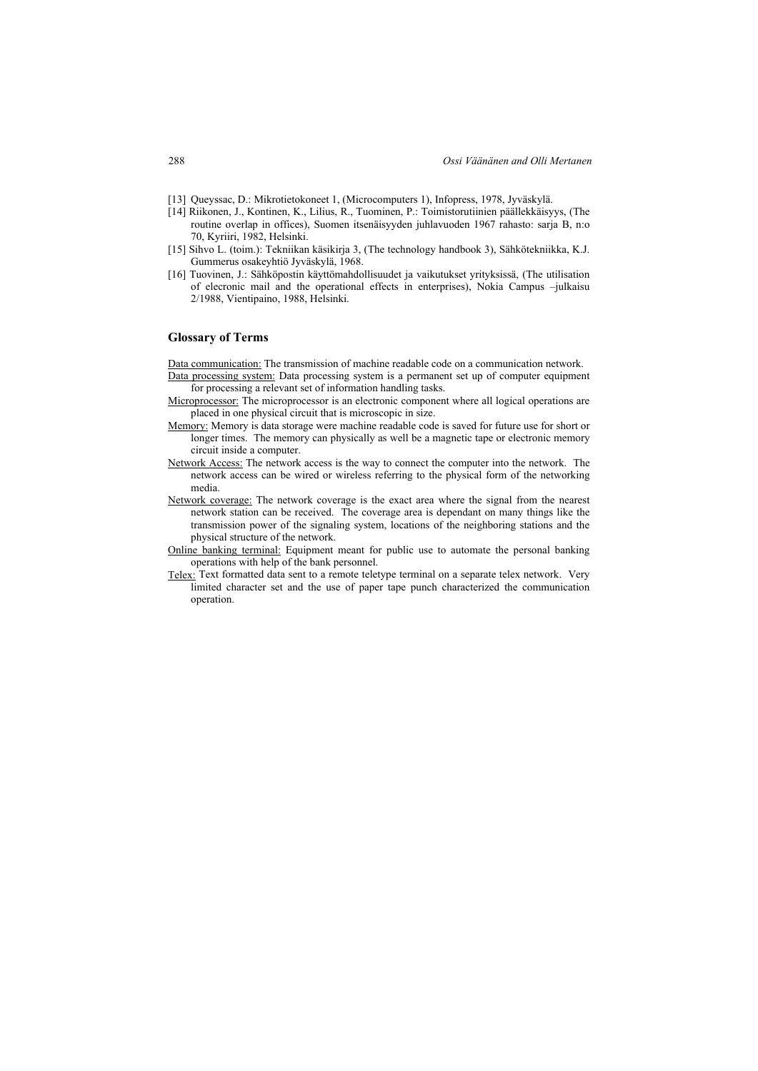[13] Queyssac, D.: Mikrotietokoneet 1, (Microcomputers 1), Infopress, 1978, Jyväskylä.

[14] Riikonen, J., Kontinen, K., Lilius, R., Tuominen, P.: Toimistorutiinien päällekkäisyys, (The routine overlap in offices), Suomen itsenäisyyden juhlavuoden 1967 rahasto: sarja B, n:o 70, Kyriiri, 1982, Helsinki.

[15] Sihvo L. (toim.): Tekniikan käsikirja 3, (The technology handbook 3), Sähkötekniikka, K.J. Gummerus osakeyhtiö Jyväskylä, 1968.

[16] Tuovinen, J.: Sähköpostin käyttömahdollisuudet ja vaikutukset yrityksissä, (The utilisation of elecronic mail and the operational effects in enterprises), Nokia Campus –julkaisu 2/1988, Vientipaino, 1988, Helsinki.

## Glossary of Terms

Data communication: The transmission of machine readable code on a communication network.

Data processing system: Data processing system is a permanent set up of computer equipment for processing a relevant set of information handling tasks.

Microprocessor: The microprocessor is an electronic component where all logical operations are placed in one physical circuit that is microscopic in size.

Memory: Memory is data storage were machine readable code is saved for future use for short or longer times. The memory can physically as well be a magnetic tape or electronic memory circuit inside a computer.

Network Access: The network access is the way to connect the computer into the network. The network access can be wired or wireless referring to the physical form of the networking media.

Network coverage: The network coverage is the exact area where the signal from the nearest network station can be received. The coverage area is dependant on many things like the transmission power of the signaling system, locations of the neighboring stations and the physical structure of the network.

Online banking terminal: Equipment meant for public use to automate the personal banking operations with help of the bank personnel.

Telex: Text formatted data sent to a remote teletype terminal on a separate telex network. Very limited character set and the use of paper tape punch characterized the communication operation.